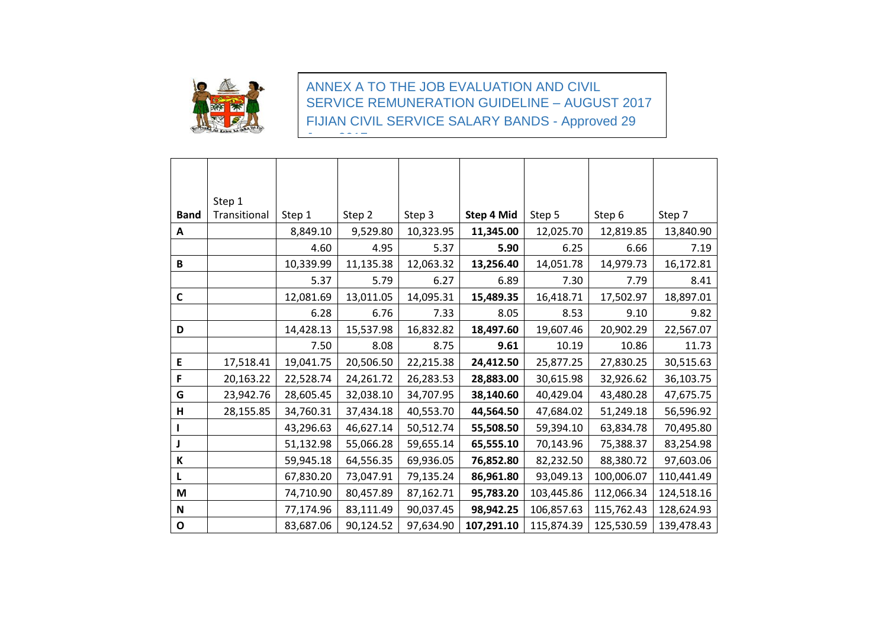ANNEX A TO THE JOB EVALUATION AND CIVIL SERVICE REMUNERATION GUIDELINE – AUGUST 2017

FIJIAN CIVIL SERVICE SALARY BANDS - Approved 29

| Band | Step 1 Transitional | Step 1 | Step 2 | Step 3 | **Step 4 Mid** | Step 5 | Step 6 | Step 7 |
|---|---|---|---|---|---|---|---|---|
| **A** | | 8,849.10 | 9,529.80 | 10,323.95 | **11,345.00** | 12,025.70 | 12,819.85 | 13,840.90 |
| | | 4.60 | 4.95 | 5.37 | **5.90** | 6.25 | 6.66 | 7.19 |
| **B** | | 10,339.99 | 11,135.38 | 12,063.32 | **13,256.40** | 14,051.78 | 14,979.73 | 16,172.81 |
| | | 5.37 | 5.79 | 6.27 | 6.89 | 7.30 | 7.79 | 8.41 |
| **C** | | 12,081.69 | 13,011.05 | 14,095.31 | **15,489.35** | 16,418.71 | 17,502.97 | 18,897.01 |
| | | 6.28 | 6.76 | 7.33 | 8.05 | 8.53 | 9.10 | 9.82 |
| **D** | | 14,428.13 | 15,537.98 | 16,832.82 | **18,497.60** | 19,607.46 | 20,902.29 | 22,567.07 |
| | | 7.50 | 8.08 | 8.75 | **9.61** | 10.19 | 10.86 | 11.73 |
| **E** | 17,518.41 | 19,041.75 | 20,506.50 | 22,215.38 | **24,412.50** | 25,877.25 | 27,830.25 | 30,515.63 |
| **F** | 20,163.22 | 22,528.74 | 24,261.72 | 26,283.53 | **28,883.00** | 30,615.98 | 32,926.62 | 36,103.75 |
| **G** | 23,942.76 | 28,605.45 | 32,038.10 | 34,707.95 | **38,140.60** | 40,429.04 | 43,480.28 | 47,675.75 |
| **H** | 28,155.85 | 34,760.31 | 37,434.18 | 40,553.70 | **44,564.50** | 47,684.02 | 51,249.18 | 56,596.92 |
| **I** | | 43,296.63 | 46,627.14 | 50,512.74 | **55,508.50** | 59,394.10 | 63,834.78 | 70,495.80 |
| **J** | | 51,132.98 | 55,066.28 | 59,655.14 | **65,555.10** | 70,143.96 | 75,388.37 | 83,254.98 |
| **K** | | 59,945.18 | 64,556.35 | 69,936.05 | **76,852.80** | 82,232.50 | 88,380.72 | 97,603.06 |
| **L** | | 67,830.20 | 73,047.91 | 79,135.24 | **86,961.80** | 93,049.13 | 100,006.07 | 110,441.49 |
| **M** | | 74,710.90 | 80,457.89 | 87,162.71 | **95,783.20** | 103,445.86 | 112,066.34 | 124,518.16 |
| **N** | | 77,174.96 | 83,111.49 | 90,037.45 | **98,942.25** | 106,857.63 | 115,762.43 | 128,624.93 |
| **O** | | 83,687.06 | 90,124.52 | 97,634.90 | **107,291.10** | 115,874.39 | 125,530.59 | 139,478.43 |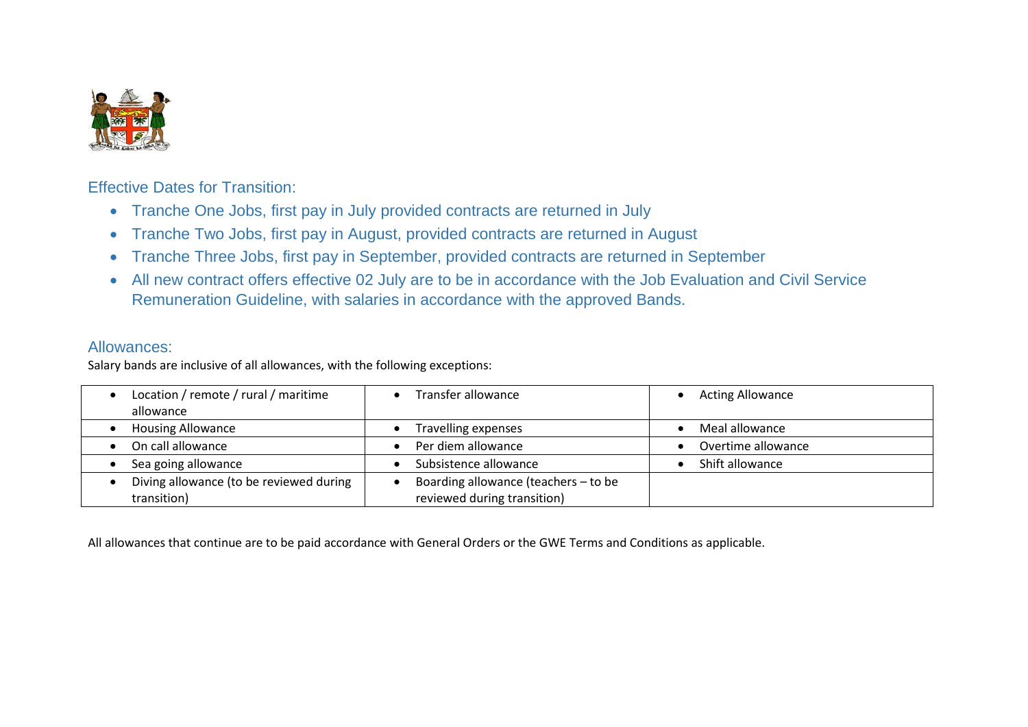## Effective Dates for Transition:

- Tranche One Jobs, first pay in July provided contracts are returned in July
- Tranche Two Jobs, first pay in August, provided contracts are returned in August
- Tranche Three Jobs, first pay in September, provided contracts are returned in September
- All new contract offers effective 02 July are to be in accordance with the Job Evaluation and Civil Service Remuneration Guideline, with salaries in accordance with the approved Bands.

## Allowances:

Salary bands are inclusive of all allowances, with the following exceptions:

| | | |
|---|---|---|
| • Location / remote / rural / maritime allowance | • Transfer allowance | • Acting Allowance |
| • Housing Allowance | • Travelling expenses | • Meal allowance |
| • On call allowance | • Per diem allowance | • Overtime allowance |
| • Sea going allowance | • Subsistence allowance | • Shift allowance |
| • Diving allowance (to be reviewed during transition) | • Boarding allowance (teachers – to be reviewed during transition) | |

All allowances that continue are to be paid accordance with General Orders or the GWE Terms and Conditions as applicable.